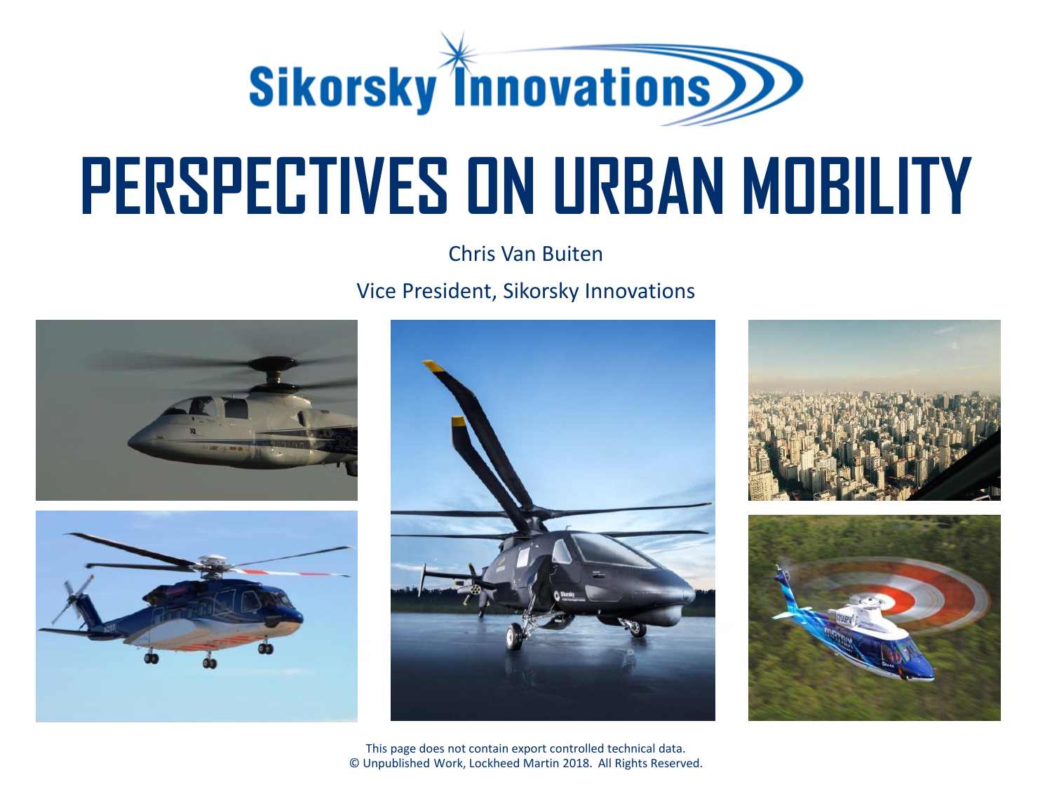Sikorsky Innovations

# PERSPECTIVES ON URBAN MOBILITY

Chris Van Buiten

Vice President, Sikorsky Innovations

This page does not contain export controlled technical data.
© Unpublished Work, Lockheed Martin 2018. All Rights Reserved.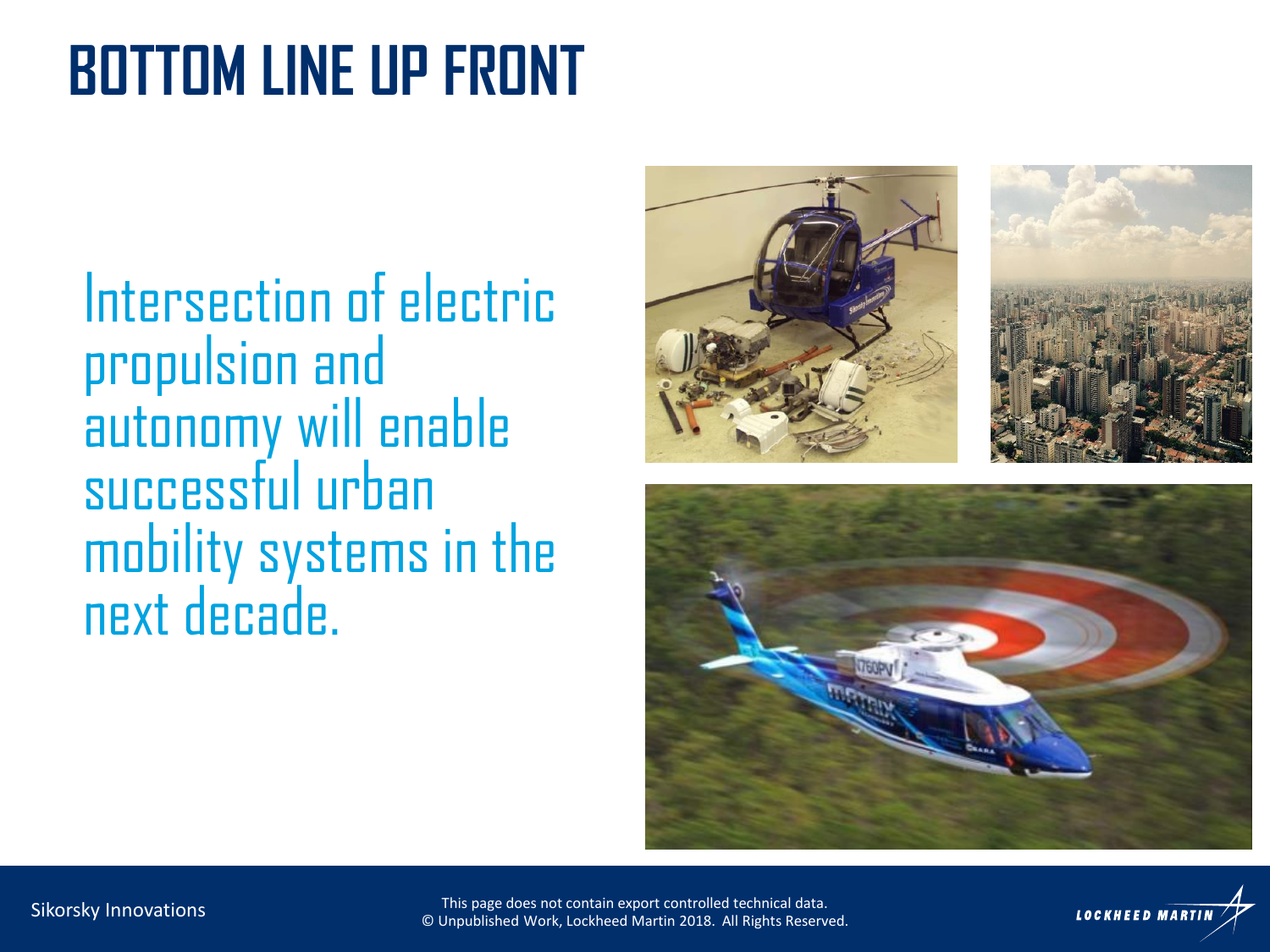# BOTTOM LINE UP FRONT

Intersection of electric propulsion and autonomy will enable successful urban mobility systems in the next decade.

This page does not contain export controlled technical data.
© Unpublished Work, Lockheed Martin 2018. All Rights Reserved.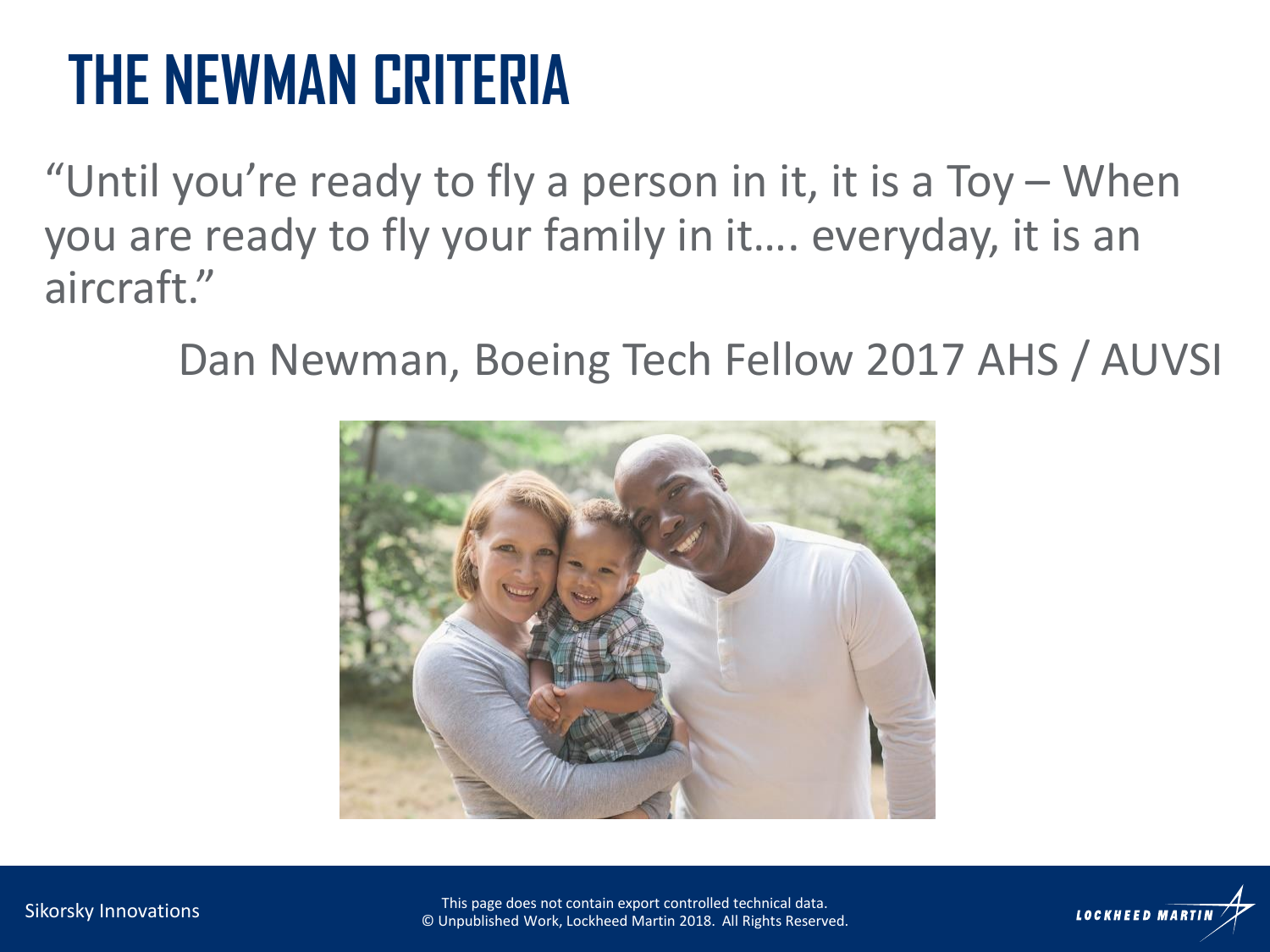# THE NEWMAN CRITERIA

"Until you're ready to fly a person in it, it is a Toy – When you are ready to fly your family in it…. everyday, it is an aircraft."

Dan Newman, Boeing Tech Fellow 2017 AHS / AUVSI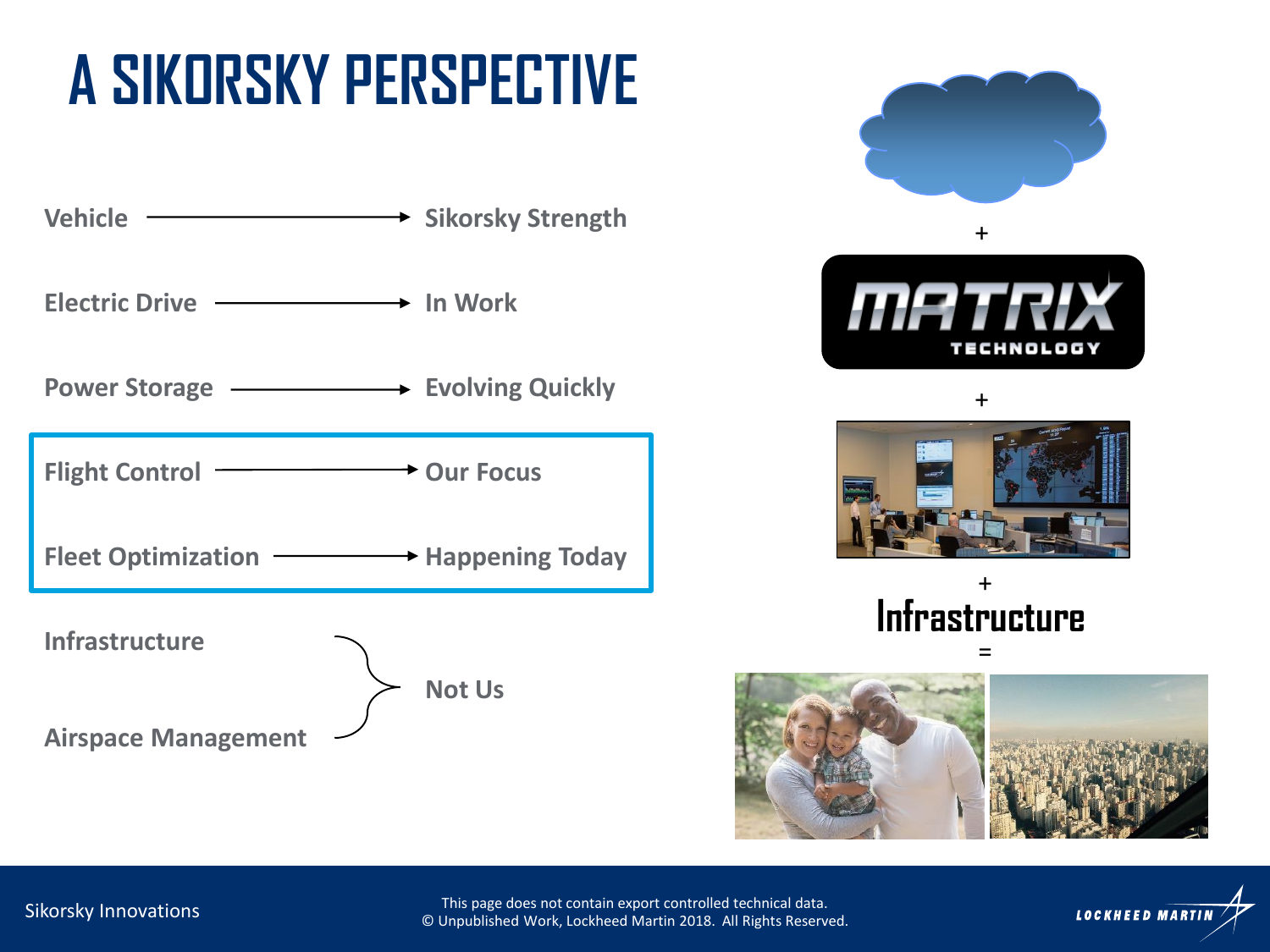# A SIKORSKY PERSPECTIVE

- Vehicle → Sikorsky Strength
- Electric Drive → In Work
- Power Storage → Evolving Quickly
- Flight Control → Our Focus
- Fleet Optimization → Happening Today
- Infrastructure, Airspace Management → Not Us

+

MATRIX TECHNOLOGY

+

+

Infrastructure

=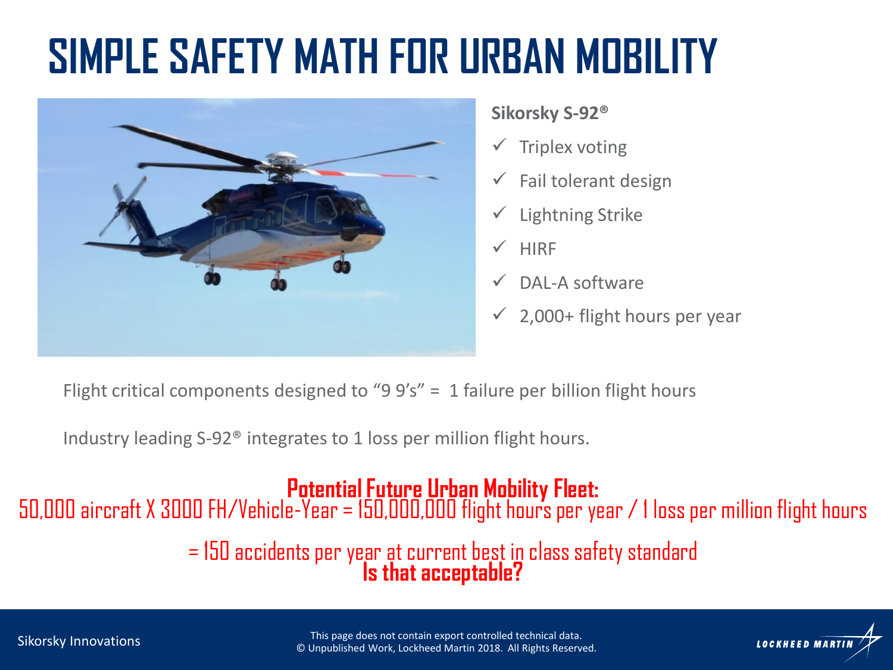# SIMPLE SAFETY MATH FOR URBAN MOBILITY

**Sikorsky S-92®**

- ✓ Triplex voting
- ✓ Fail tolerant design
- ✓ Lightning Strike
- ✓ HIRF
- ✓ DAL-A software
- ✓ 2,000+ flight hours per year

Flight critical components designed to “9 9’s” = 1 failure per billion flight hours

Industry leading S-92® integrates to 1 loss per million flight hours.

**Potential Future Urban Mobility Fleet:**

50,000 aircraft X 3000 FH/Vehicle-Year = 150,000,000 flight hours per year / 1 loss per million flight hours

= 150 accidents per year at current best in class safety standard

**Is that acceptable?**

Sikorsky Innovations

This page does not contain export controlled technical data.
© Unpublished Work, Lockheed Martin 2018. All Rights Reserved.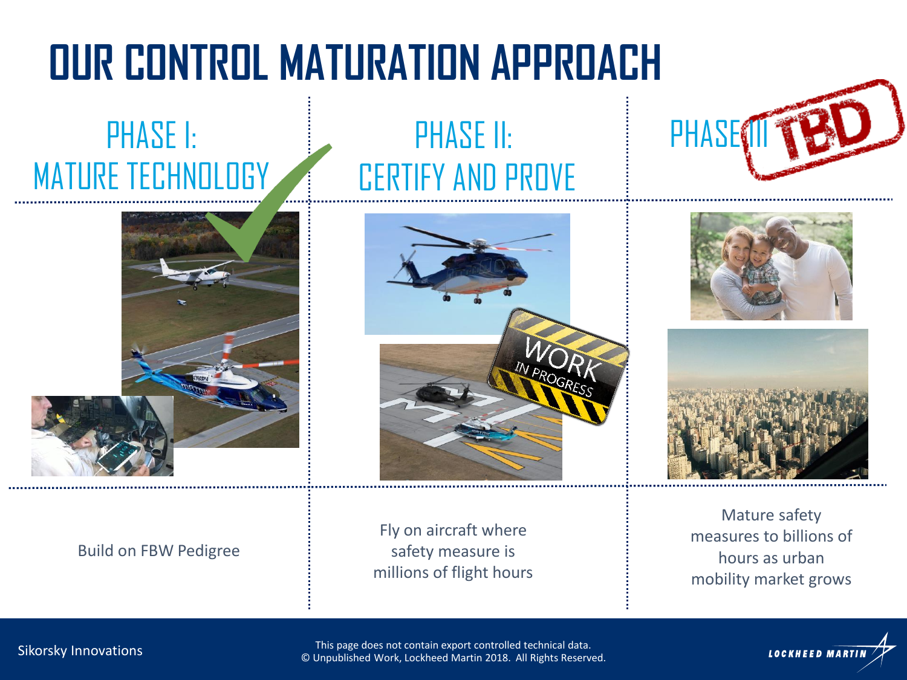# OUR CONTROL MATURATION APPROACH

## PHASE I: MATURE TECHNOLOGY

Build on FBW Pedigree

## PHASE II: CERTIFY AND PROVE

Fly on aircraft where safety measure is millions of flight hours

## PHASE III

Mature safety measures to billions of hours as urban mobility market grows

Sikorsky Innovations

This page does not contain export controlled technical data.
© Unpublished Work, Lockheed Martin 2018. All Rights Reserved.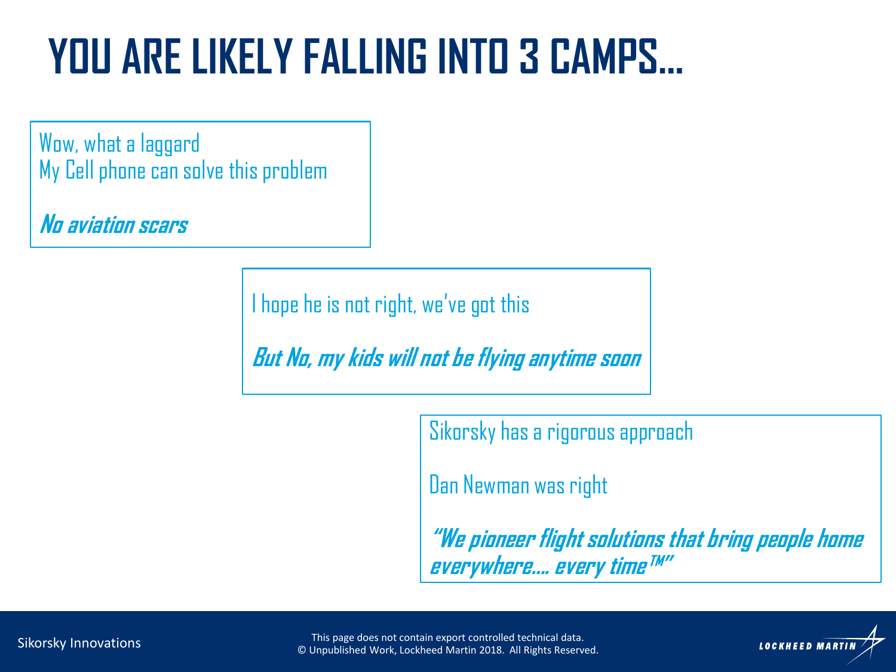# YOU ARE LIKELY FALLING INTO 3 CAMPS…

Wow, what a laggard
My Cell phone can solve this problem

***No aviation scars***

I hope he is not right, we've got this

***But No, my kids will not be flying anytime soon***

Sikorsky has a rigorous approach

Dan Newman was right

***"We pioneer flight solutions that bring people home everywhere…. every time™"***

Sikorsky Innovations

This page does not contain export controlled technical data.
© Unpublished Work, Lockheed Martin 2018. All Rights Reserved.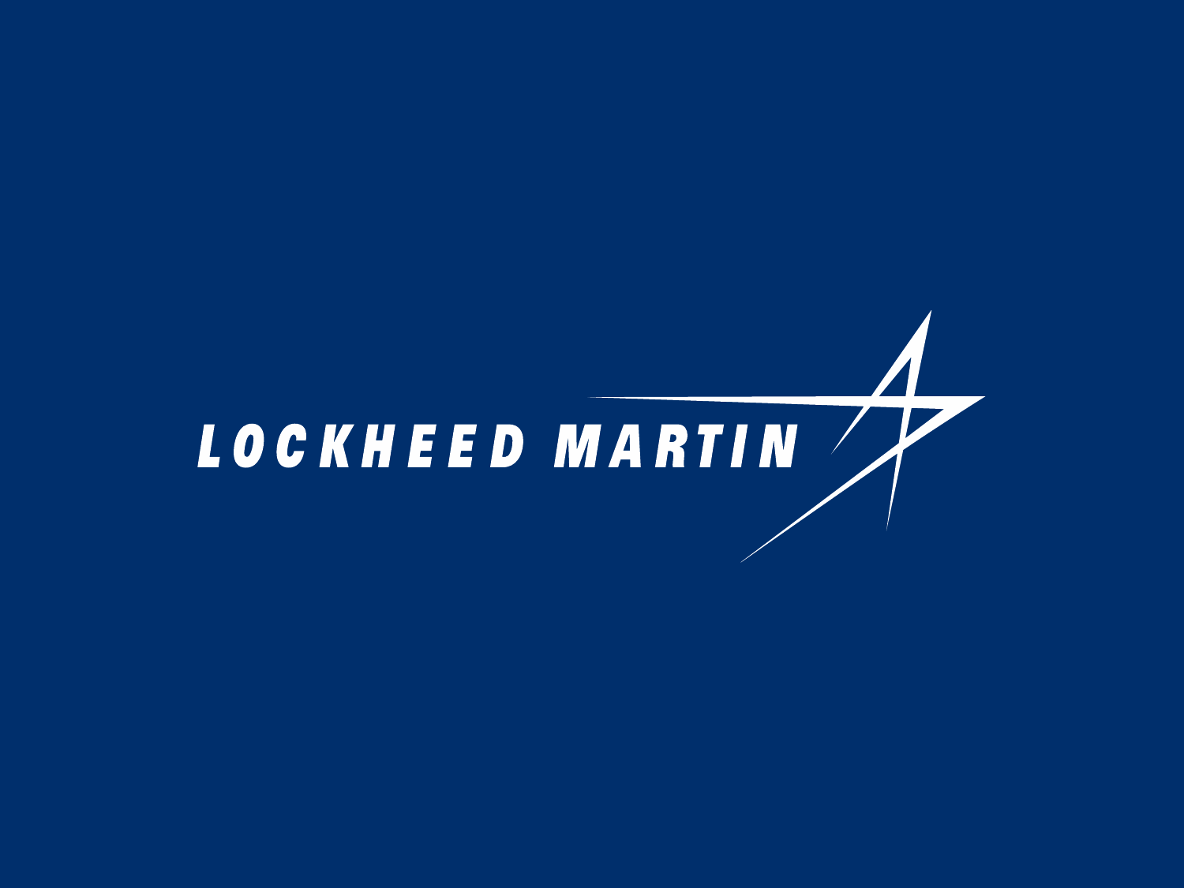LOCKHEED MARTIN